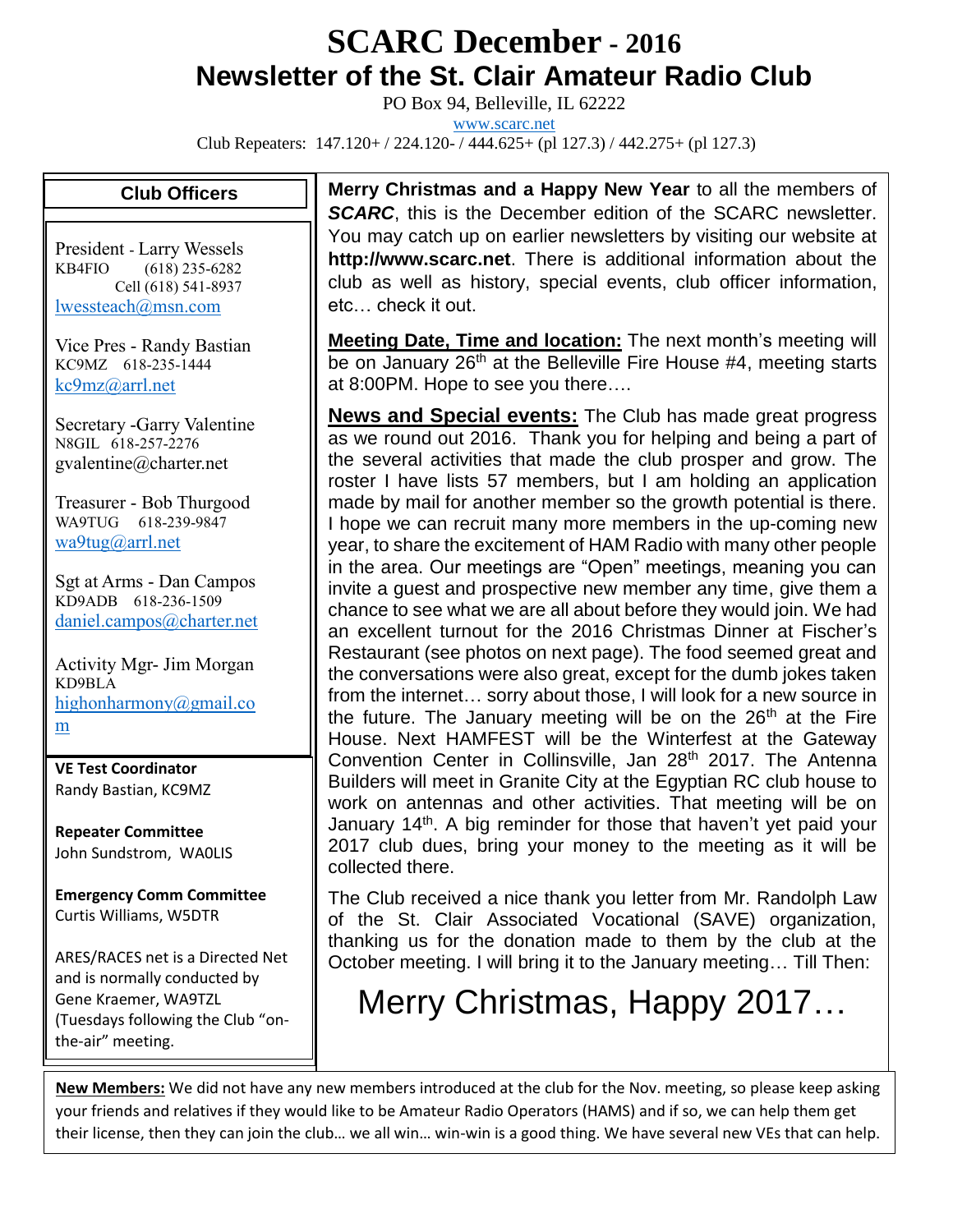# SCARC December - 2016

## Newsletter of the St. Clair Amateur Radio Club

PO Box 94, Belleville, IL 62222

www.scarc.net

Club Repeaters: 147.120+ / 224.120- / 444.625+ (pl 127.3) / 442.275+ (pl 127.3)

### Club Officers

President - Larry Wessels
KB4FIO (618) 235-6282
Cell (618) 541-8937
lwessteach@msn.com

Vice Pres - Randy Bastian
KC9MZ 618-235-1444
kc9mz@arrl.net

Secretary -Garry Valentine
N8GIL 618-257-2276
gvalentine@charter.net

Treasurer - Bob Thurgood
WA9TUG 618-239-9847
wa9tug@arrl.net

Sgt at Arms - Dan Campos
KD9ADB 618-236-1509
daniel.campos@charter.net

Activity Mgr- Jim Morgan
KD9BLA
highonharmony@gmail.com

**VE Test Coordinator**
Randy Bastian, KC9MZ

**Repeater Committee**
John Sundstrom, WA0LIS

**Emergency Comm Committee**
Curtis Williams, W5DTR

ARES/RACES net is a Directed Net and is normally conducted by Gene Kraemer, WA9TZL (Tuesdays following the Club "on-the-air" meeting.

**Merry Christmas and a Happy New Year** to all the members of ***SCARC***, this is the December edition of the SCARC newsletter. You may catch up on earlier newsletters by visiting our website at **http://www.scarc.net**. There is additional information about the club as well as history, special events, club officer information, etc… check it out.

**Meeting Date, Time and location:** The next month's meeting will be on January 26th at the Belleville Fire House #4, meeting starts at 8:00PM. Hope to see you there….

**News and Special events:** The Club has made great progress as we round out 2016. Thank you for helping and being a part of the several activities that made the club prosper and grow. The roster I have lists 57 members, but I am holding an application made by mail for another member so the growth potential is there. I hope we can recruit many more members in the up-coming new year, to share the excitement of HAM Radio with many other people in the area. Our meetings are "Open" meetings, meaning you can invite a guest and prospective new member any time, give them a chance to see what we are all about before they would join. We had an excellent turnout for the 2016 Christmas Dinner at Fischer's Restaurant (see photos on next page). The food seemed great and the conversations were also great, except for the dumb jokes taken from the internet… sorry about those, I will look for a new source in the future. The January meeting will be on the 26th at the Fire House. Next HAMFEST will be the Winterfest at the Gateway Convention Center in Collinsville, Jan 28th 2017. The Antenna Builders will meet in Granite City at the Egyptian RC club house to work on antennas and other activities. That meeting will be on January 14th. A big reminder for those that haven't yet paid your 2017 club dues, bring your money to the meeting as it will be collected there.

The Club received a nice thank you letter from Mr. Randolph Law of the St. Clair Associated Vocational (SAVE) organization, thanking us for the donation made to them by the club at the October meeting. I will bring it to the January meeting… Till Then:

Merry Christmas, Happy 2017…

**New Members:** We did not have any new members introduced at the club for the Nov. meeting, so please keep asking your friends and relatives if they would like to be Amateur Radio Operators (HAMS) and if so, we can help them get their license, then they can join the club… we all win… win-win is a good thing. We have several new VEs that can help.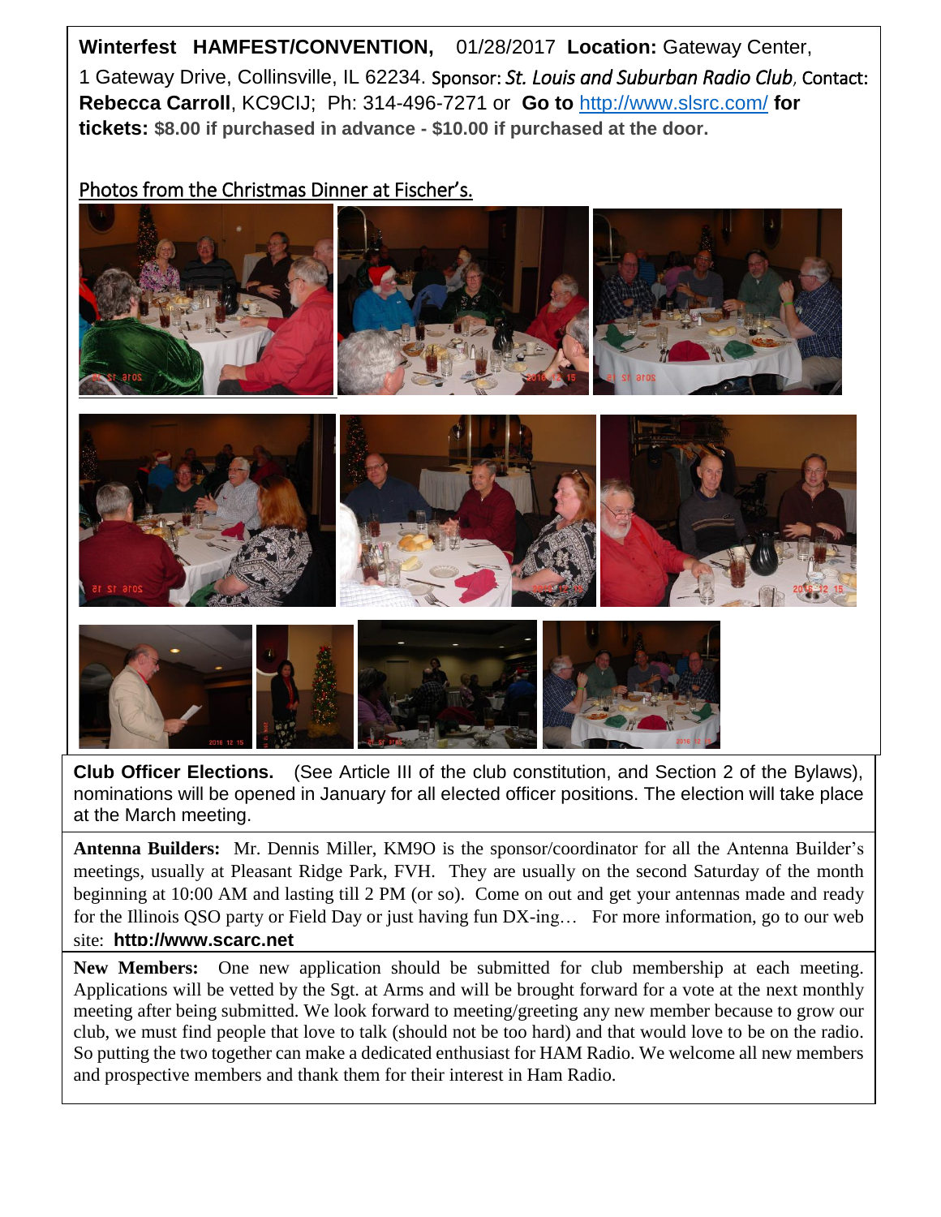**Winterfest HAMFEST/CONVENTION,** 01/28/2017 **Location:** Gateway Center, 1 Gateway Drive, Collinsville, IL 62234. Sponsor: *St. Louis and Suburban Radio Club*, Contact: **Rebecca Carroll**, KC9CIJ; Ph: 314-496-7271 or **Go to** http://www.slsrc.com/ **for tickets: $8.00 if purchased in advance - $10.00 if purchased at the door.**

Photos from the Christmas Dinner at Fischer's.

**Club Officer Elections.** (See Article III of the club constitution, and Section 2 of the Bylaws), nominations will be opened in January for all elected officer positions. The election will take place at the March meeting.

**Antenna Builders:** Mr. Dennis Miller, KM9O is the sponsor/coordinator for all the Antenna Builder's meetings, usually at Pleasant Ridge Park, FVH. They are usually on the second Saturday of the month beginning at 10:00 AM and lasting till 2 PM (or so). Come on out and get your antennas made and ready for the Illinois QSO party or Field Day or just having fun DX-ing… For more information, go to our web site: **http://www.scarc.net**

**New Members:** One new application should be submitted for club membership at each meeting. Applications will be vetted by the Sgt. at Arms and will be brought forward for a vote at the next monthly meeting after being submitted. We look forward to meeting/greeting any new member because to grow our club, we must find people that love to talk (should not be too hard) and that would love to be on the radio. So putting the two together can make a dedicated enthusiast for HAM Radio. We welcome all new members and prospective members and thank them for their interest in Ham Radio.